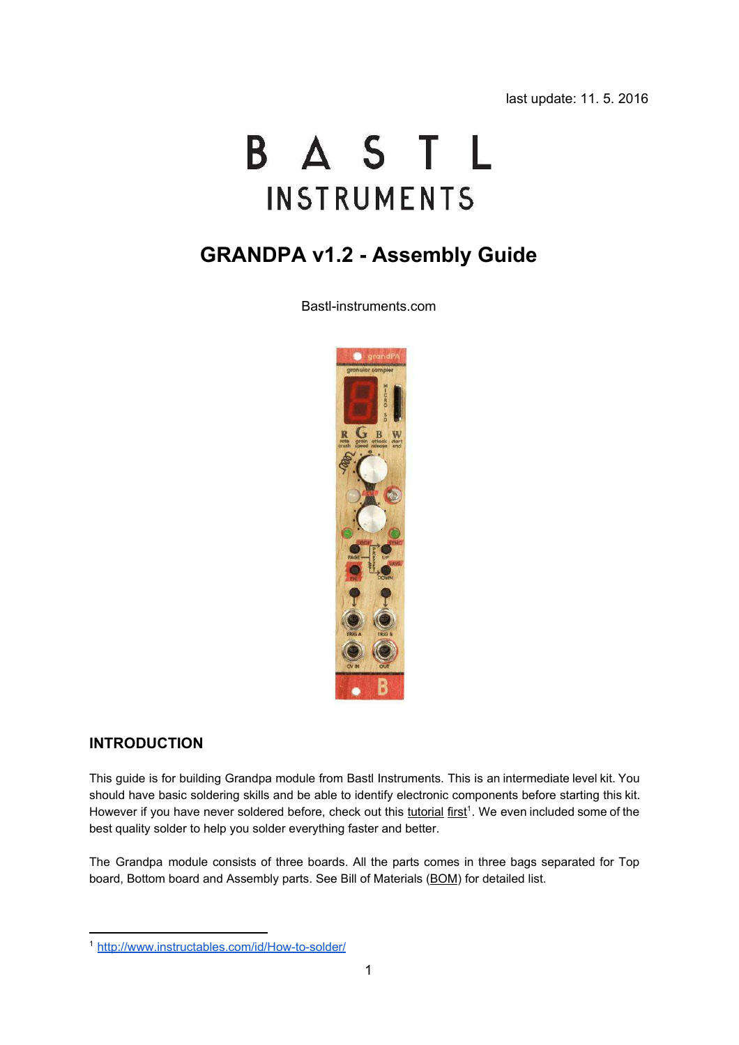last update: 11. 5. 2016

B A S T L
INSTRUMENTS

# GRANDPA v1.2 - Assembly Guide

Bastl-instruments.com

## INTRODUCTION

This guide is for building Grandpa module from Bastl Instruments. This is an intermediate level kit. You should have basic soldering skills and be able to identify electronic components before starting this kit. However if you have never soldered before, check out this tutorial first[1]. We even included some of the best quality solder to help you solder everything faster and better.

The Grandpa module consists of three boards. All the parts comes in three bags separated for Top board, Bottom board and Assembly parts. See Bill of Materials (BOM) for detailed list.

[1] http://www.instructables.com/id/How-to-solder/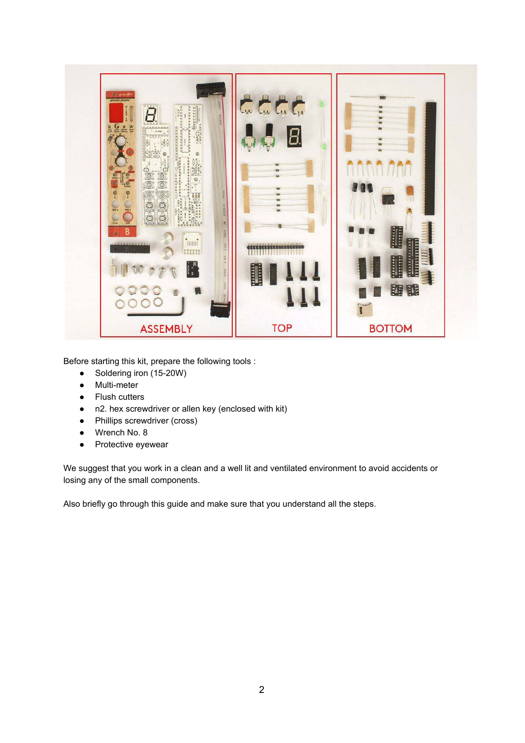Before starting this kit, prepare the following tools :

- Soldering iron (15-20W)
- Multi-meter
- Flush cutters
- n2. hex screwdriver or allen key (enclosed with kit)
- Phillips screwdriver (cross)
- Wrench No. 8
- Protective eyewear

We suggest that you work in a clean and a well lit and ventilated environment to avoid accidents or losing any of the small components.

Also briefly go through this guide and make sure that you understand all the steps.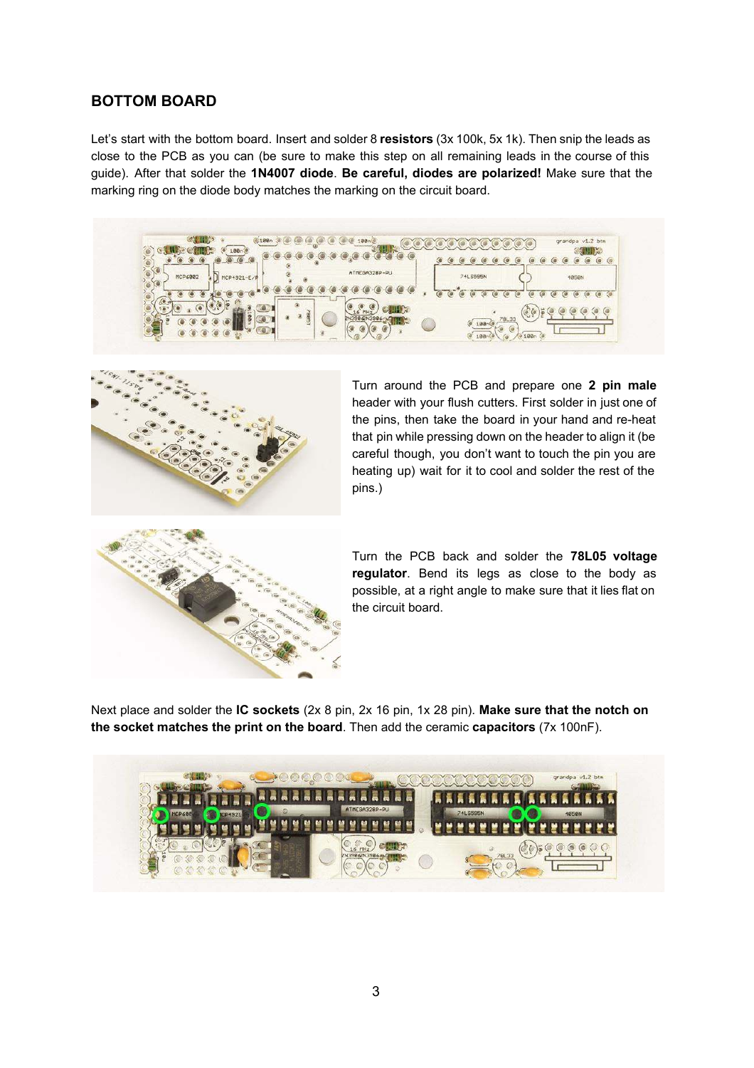## BOTTOM BOARD

Let's start with the bottom board. Insert and solder 8 **resistors** (3x 100k, 5x 1k). Then snip the leads as close to the PCB as you can (be sure to make this step on all remaining leads in the course of this guide). After that solder the **1N4007 diode**. **Be careful, diodes are polarized!** Make sure that the marking ring on the diode body matches the marking on the circuit board.

Turn around the PCB and prepare one **2 pin male** header with your flush cutters. First solder in just one of the pins, then take the board in your hand and re-heat that pin while pressing down on the header to align it (be careful though, you don't want to touch the pin you are heating up) wait for it to cool and solder the rest of the pins.)

Turn the PCB back and solder the **78L05 voltage regulator**. Bend its legs as close to the body as possible, at a right angle to make sure that it lies flat on the circuit board.

Next place and solder the **IC sockets** (2x 8 pin, 2x 16 pin, 1x 28 pin). **Make sure that the notch on the socket matches the print on the board**. Then add the ceramic **capacitors** (7x 100nF).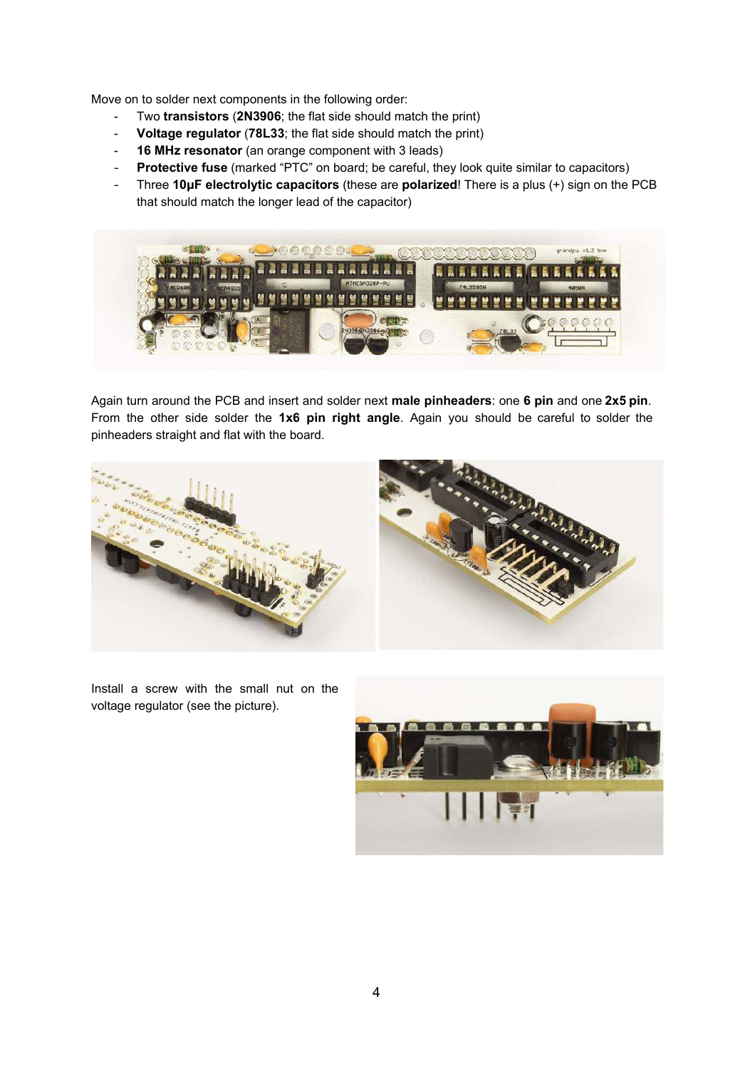Move on to solder next components in the following order:

- Two **transistors** (**2N3906**; the flat side should match the print)
- **Voltage regulator** (**78L33**; the flat side should match the print)
- **16 MHz resonator** (an orange component with 3 leads)
- **Protective fuse** (marked “PTC” on board; be careful, they look quite similar to capacitors)
- Three **10µF electrolytic capacitors** (these are **polarized**! There is a plus (+) sign on the PCB that should match the longer lead of the capacitor)

Again turn around the PCB and insert and solder next **male pinheaders**: one **6 pin** and one **2x5 pin**. From the other side solder the **1x6 pin right angle**. Again you should be careful to solder the pinheaders straight and flat with the board.

Install a screw with the small nut on the voltage regulator (see the picture).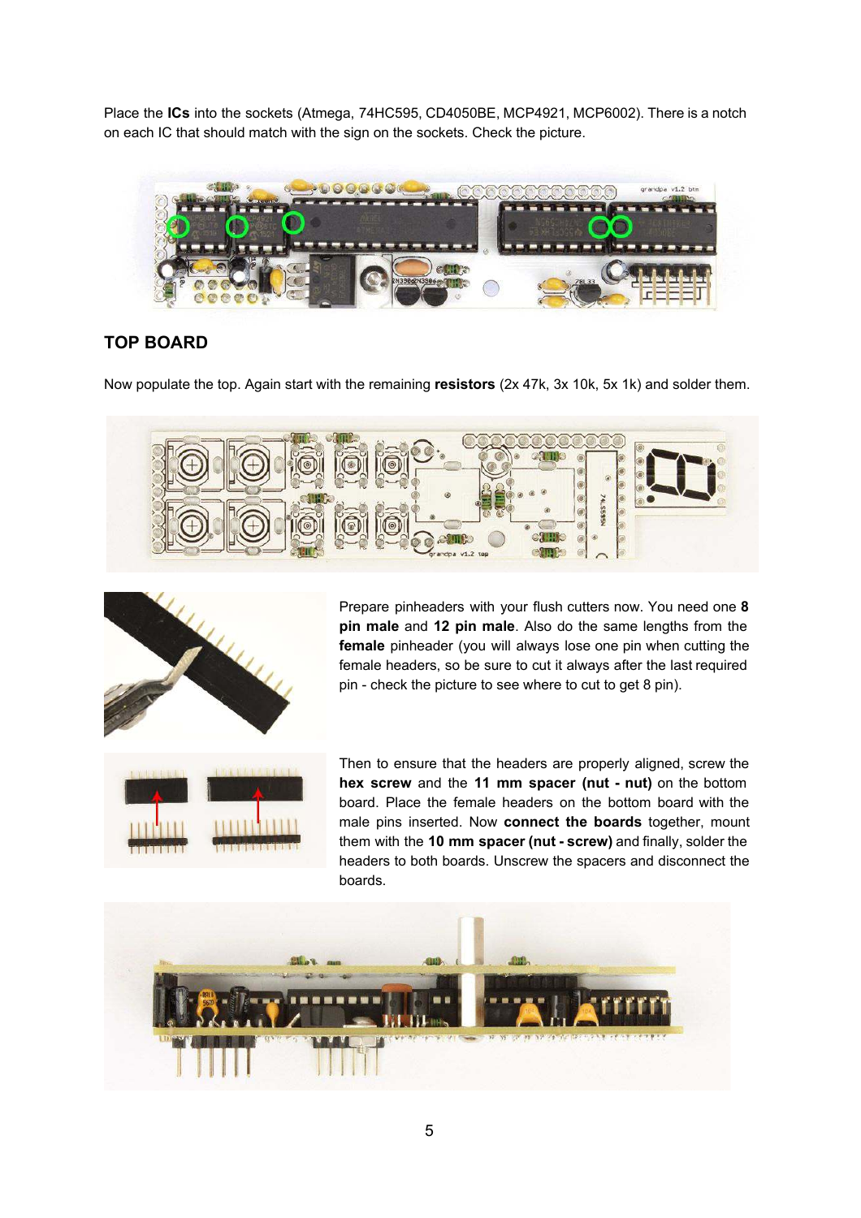Place the **ICs** into the sockets (Atmega, 74HC595, CD4050BE, MCP4921, MCP6002). There is a notch on each IC that should match with the sign on the sockets. Check the picture.

## TOP BOARD

Now populate the top. Again start with the remaining **resistors** (2x 47k, 3x 10k, 5x 1k) and solder them.

Prepare pinheaders with your flush cutters now. You need one **8 pin male** and **12 pin male**. Also do the same lengths from the **female** pinheader (you will always lose one pin when cutting the female headers, so be sure to cut it always after the last required pin - check the picture to see where to cut to get 8 pin).

Then to ensure that the headers are properly aligned, screw the **hex screw** and the **11 mm spacer (nut - nut)** on the bottom board. Place the female headers on the bottom board with the male pins inserted. Now **connect the boards** together, mount them with the **10 mm spacer (nut - screw)** and finally, solder the headers to both boards. Unscrew the spacers and disconnect the boards.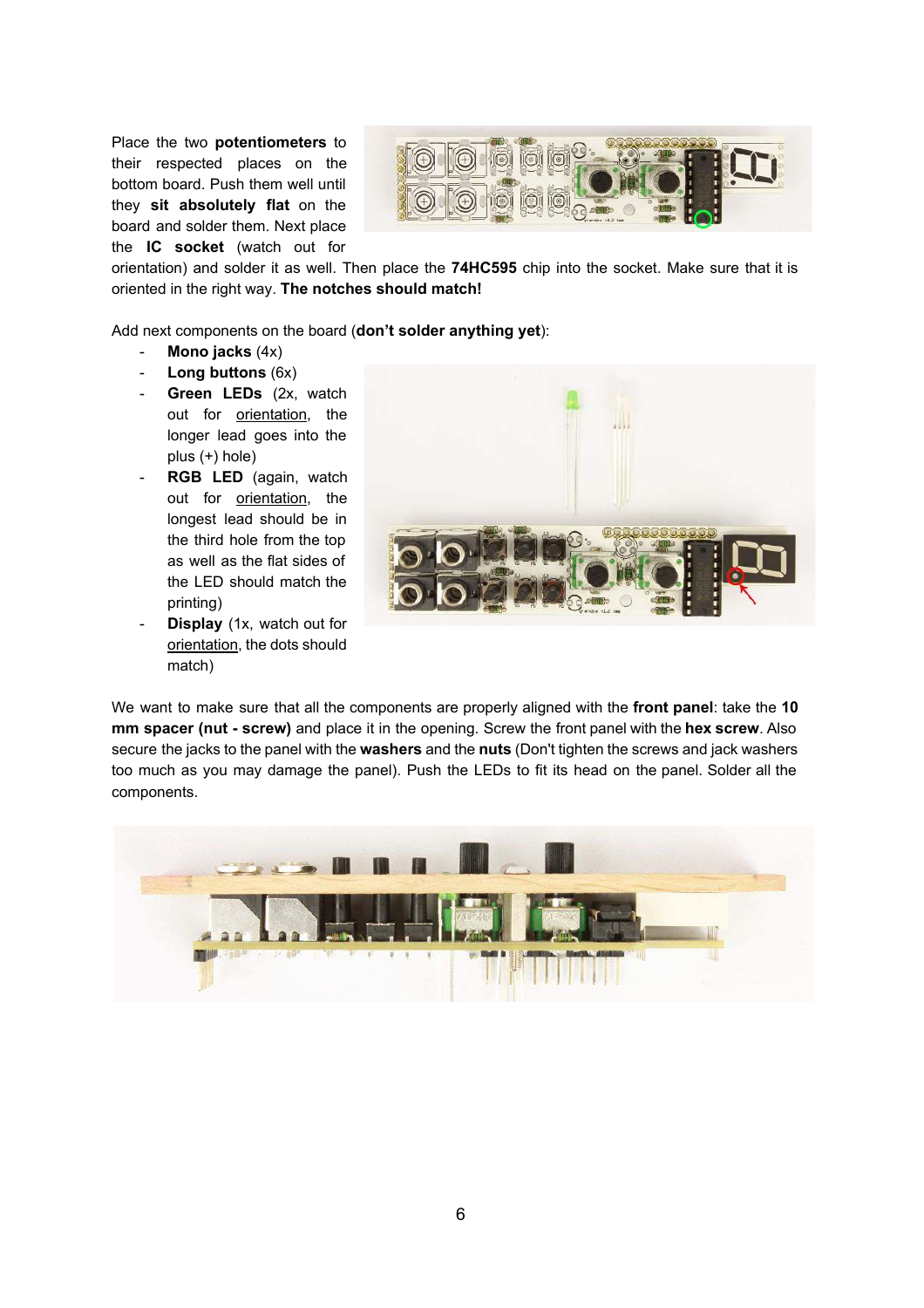Place the two **potentiometers** to their respected places on the bottom board. Push them well until they **sit absolutely flat** on the board and solder them. Next place the **IC socket** (watch out for orientation) and solder it as well. Then place the **74HC595** chip into the socket. Make sure that it is oriented in the right way. **The notches should match!**

Add next components on the board (**don't solder anything yet**):

- **Mono jacks** (4x)
- **Long buttons** (6x)
- **Green LEDs** (2x, watch out for orientation, the longer lead goes into the plus (+) hole)
- **RGB LED** (again, watch out for orientation, the longest lead should be in the third hole from the top as well as the flat sides of the LED should match the printing)
- **Display** (1x, watch out for orientation, the dots should match)

We want to make sure that all the components are properly aligned with the **front panel**: take the **10 mm spacer (nut - screw)** and place it in the opening. Screw the front panel with the **hex screw**. Also secure the jacks to the panel with the **washers** and the **nuts** (Don't tighten the screws and jack washers too much as you may damage the panel). Push the LEDs to fit its head on the panel. Solder all the components.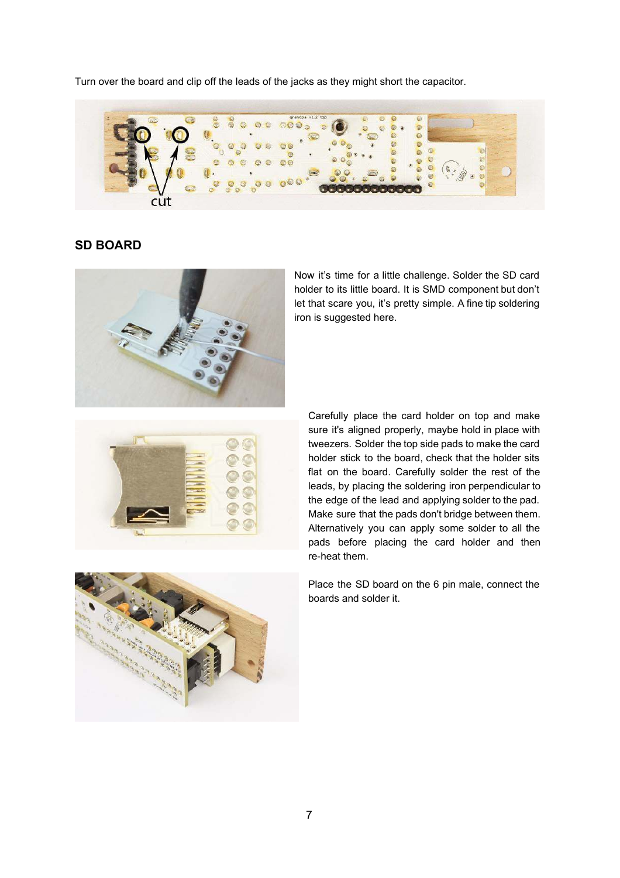Turn over the board and clip off the leads of the jacks as they might short the capacitor.

## SD BOARD

Now it's time for a little challenge. Solder the SD card holder to its little board. It is SMD component but don't let that scare you, it's pretty simple. A fine tip soldering iron is suggested here.

Carefully place the card holder on top and make sure it's aligned properly, maybe hold in place with tweezers. Solder the top side pads to make the card holder stick to the board, check that the holder sits flat on the board. Carefully solder the rest of the leads, by placing the soldering iron perpendicular to the edge of the lead and applying solder to the pad. Make sure that the pads don't bridge between them. Alternatively you can apply some solder to all the pads before placing the card holder and then re-heat them.

Place the SD board on the 6 pin male, connect the boards and solder it.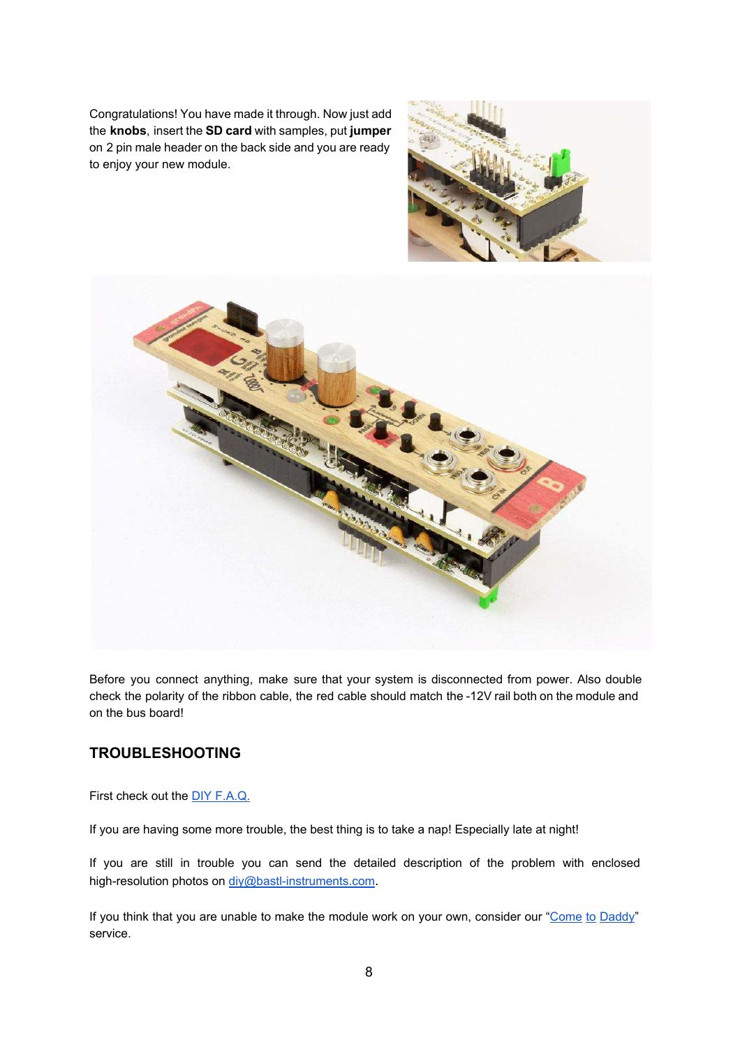Congratulations! You have made it through. Now just add the **knobs**, insert the **SD card** with samples, put **jumper** on 2 pin male header on the back side and you are ready to enjoy your new module.

Before you connect anything, make sure that your system is disconnected from power. Also double check the polarity of the ribbon cable, the red cable should match the -12V rail both on the module and on the bus board!

## TROUBLESHOOTING

First check out the DIY F.A.Q.

If you are having some more trouble, the best thing is to take a nap! Especially late at night!

If you are still in trouble you can send the detailed description of the problem with enclosed high-resolution photos on diy@bastl-instruments.com.

If you think that you are unable to make the module work on your own, consider our "Come to Daddy" service.